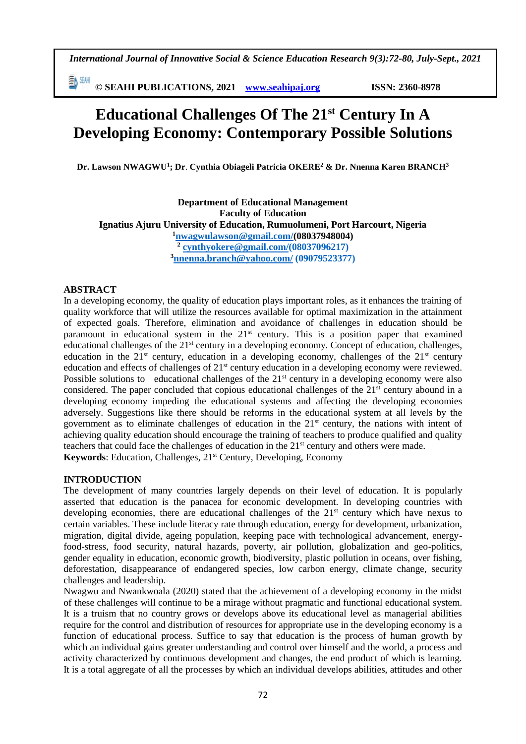# Educational Challenges Of The 21st Century In A Developing Economy: Contemporary Possible Solutions

**Dr. Lawson NWAGWU[1]; Dr. Cynthia Obiageli Patricia OKERE[2] & Dr. Nnenna Karen BRANCH[3]**

**Department of Educational Management**
**Faculty of Education**
**Ignatius Ajuru University of Education, Rumuolumeni, Port Harcourt, Nigeria**
[1]nwagwulawson@gmail.com/(08037948004)
[2] cynthyokere@gmail.com/(08037096217)
[3]nnenna.branch@yahoo.com/ (09079523377)

## ABSTRACT

In a developing economy, the quality of education plays important roles, as it enhances the training of quality workforce that will utilize the resources available for optimal maximization in the attainment of expected goals. Therefore, elimination and avoidance of challenges in education should be paramount in educational system in the 21st century. This is a position paper that examined educational challenges of the 21st century in a developing economy. Concept of education, challenges, education in the 21st century, education in a developing economy, challenges of the 21st century education and effects of challenges of 21st century education in a developing economy were reviewed. Possible solutions to educational challenges of the 21st century in a developing economy were also considered. The paper concluded that copious educational challenges of the 21st century abound in a developing economy impeding the educational systems and affecting the developing economies adversely. Suggestions like there should be reforms in the educational system at all levels by the government as to eliminate challenges of education in the 21st century, the nations with intent of achieving quality education should encourage the training of teachers to produce qualified and quality teachers that could face the challenges of education in the 21st century and others were made.

**Keywords**: Education, Challenges, 21st Century, Developing, Economy

## INTRODUCTION

The development of many countries largely depends on their level of education. It is popularly asserted that education is the panacea for economic development. In developing countries with developing economies, there are educational challenges of the 21st century which have nexus to certain variables. These include literacy rate through education, energy for development, urbanization, migration, digital divide, ageing population, keeping pace with technological advancement, energy-food-stress, food security, natural hazards, poverty, air pollution, globalization and geo-politics, gender equality in education, economic growth, biodiversity, plastic pollution in oceans, over fishing, deforestation, disappearance of endangered species, low carbon energy, climate change, security challenges and leadership.

Nwagwu and Nwankwoala (2020) stated that the achievement of a developing economy in the midst of these challenges will continue to be a mirage without pragmatic and functional educational system. It is a truism that no country grows or develops above its educational level as managerial abilities require for the control and distribution of resources for appropriate use in the developing economy is a function of educational process. Suffice to say that education is the process of human growth by which an individual gains greater understanding and control over himself and the world, a process and activity characterized by continuous development and changes, the end product of which is learning. It is a total aggregate of all the processes by which an individual develops abilities, attitudes and other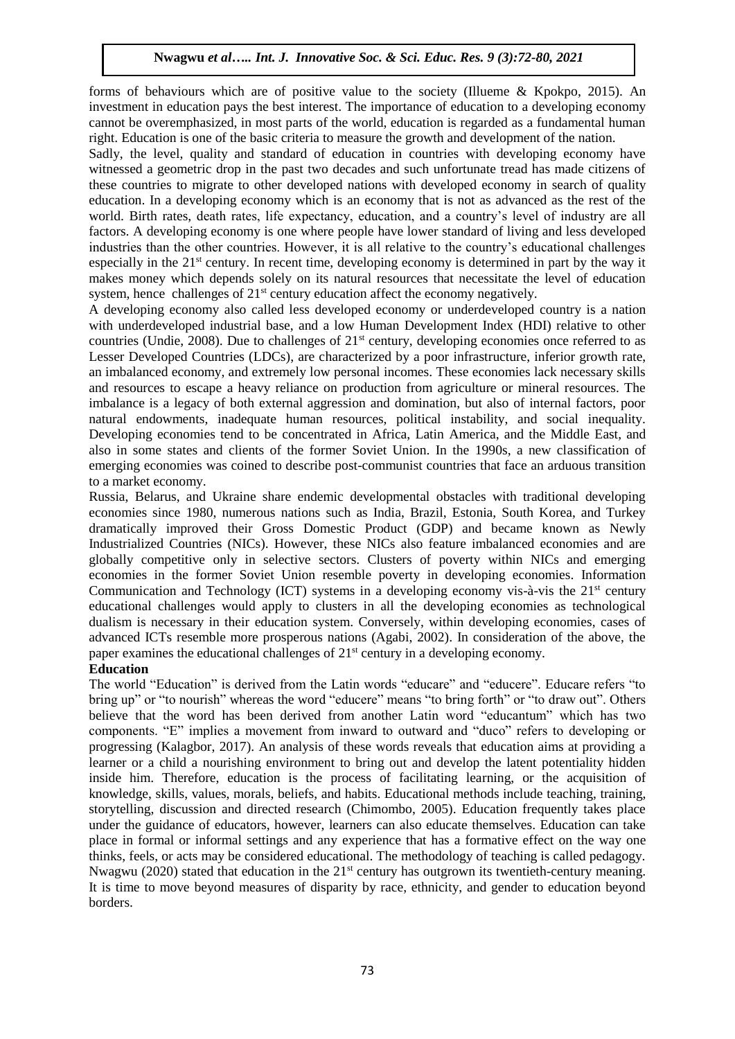forms of behaviours which are of positive value to the society (Illueme & Kpokpo, 2015). An investment in education pays the best interest. The importance of education to a developing economy cannot be overemphasized, in most parts of the world, education is regarded as a fundamental human right. Education is one of the basic criteria to measure the growth and development of the nation.

Sadly, the level, quality and standard of education in countries with developing economy have witnessed a geometric drop in the past two decades and such unfortunate tread has made citizens of these countries to migrate to other developed nations with developed economy in search of quality education. In a developing economy which is an economy that is not as advanced as the rest of the world. Birth rates, death rates, life expectancy, education, and a country's level of industry are all factors. A developing economy is one where people have lower standard of living and less developed industries than the other countries. However, it is all relative to the country's educational challenges especially in the 21st century. In recent time, developing economy is determined in part by the way it makes money which depends solely on its natural resources that necessitate the level of education system, hence challenges of 21st century education affect the economy negatively.

A developing economy also called less developed economy or underdeveloped country is a nation with underdeveloped industrial base, and a low Human Development Index (HDI) relative to other countries (Undie, 2008). Due to challenges of 21st century, developing economies once referred to as Lesser Developed Countries (LDCs), are characterized by a poor infrastructure, inferior growth rate, an imbalanced economy, and extremely low personal incomes. These economies lack necessary skills and resources to escape a heavy reliance on production from agriculture or mineral resources. The imbalance is a legacy of both external aggression and domination, but also of internal factors, poor natural endowments, inadequate human resources, political instability, and social inequality. Developing economies tend to be concentrated in Africa, Latin America, and the Middle East, and also in some states and clients of the former Soviet Union. In the 1990s, a new classification of emerging economies was coined to describe post-communist countries that face an arduous transition to a market economy.

Russia, Belarus, and Ukraine share endemic developmental obstacles with traditional developing economies since 1980, numerous nations such as India, Brazil, Estonia, South Korea, and Turkey dramatically improved their Gross Domestic Product (GDP) and became known as Newly Industrialized Countries (NICs). However, these NICs also feature imbalanced economies and are globally competitive only in selective sectors. Clusters of poverty within NICs and emerging economies in the former Soviet Union resemble poverty in developing economies. Information Communication and Technology (ICT) systems in a developing economy vis-à-vis the 21st century educational challenges would apply to clusters in all the developing economies as technological dualism is necessary in their education system. Conversely, within developing economies, cases of advanced ICTs resemble more prosperous nations (Agabi, 2002). In consideration of the above, the paper examines the educational challenges of 21st century in a developing economy.

**Education**

The world "Education" is derived from the Latin words "educare" and "educere". Educare refers "to bring up" or "to nourish" whereas the word "educere" means "to bring forth" or "to draw out". Others believe that the word has been derived from another Latin word "educantum" which has two components. "E" implies a movement from inward to outward and "duco" refers to developing or progressing (Kalagbor, 2017). An analysis of these words reveals that education aims at providing a learner or a child a nourishing environment to bring out and develop the latent potentiality hidden inside him. Therefore, education is the process of facilitating learning, or the acquisition of knowledge, skills, values, morals, beliefs, and habits. Educational methods include teaching, training, storytelling, discussion and directed research (Chimombo, 2005). Education frequently takes place under the guidance of educators, however, learners can also educate themselves. Education can take place in formal or informal settings and any experience that has a formative effect on the way one thinks, feels, or acts may be considered educational. The methodology of teaching is called pedagogy. Nwagwu (2020) stated that education in the 21st century has outgrown its twentieth-century meaning. It is time to move beyond measures of disparity by race, ethnicity, and gender to education beyond borders.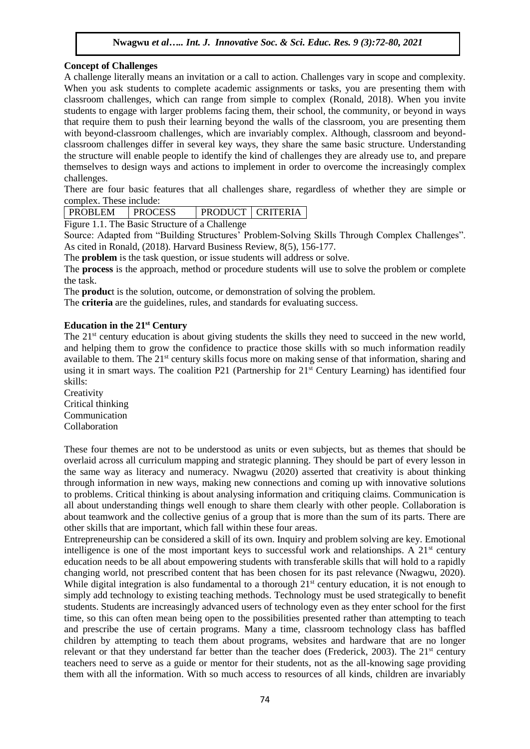**Concept of Challenges**

A challenge literally means an invitation or a call to action. Challenges vary in scope and complexity. When you ask students to complete academic assignments or tasks, you are presenting them with classroom challenges, which can range from simple to complex (Ronald, 2018). When you invite students to engage with larger problems facing them, their school, the community, or beyond in ways that require them to push their learning beyond the walls of the classroom, you are presenting them with beyond-classroom challenges, which are invariably complex. Although, classroom and beyond-classroom challenges differ in several key ways, they share the same basic structure. Understanding the structure will enable people to identify the kind of challenges they are already use to, and prepare themselves to design ways and actions to implement in order to overcome the increasingly complex challenges.

There are four basic features that all challenges share, regardless of whether they are simple or complex. These include:

| PROBLEM | PROCESS | PRODUCT | CRITERIA |
|---|---|---|---|

Figure 1.1. The Basic Structure of a Challenge

Source: Adapted from "Building Structures' Problem-Solving Skills Through Complex Challenges". As cited in Ronald, (2018). Harvard Business Review, 8(5), 156-177.

The **problem** is the task question, or issue students will address or solve.

The **process** is the approach, method or procedure students will use to solve the problem or complete the task.

The **produc**t is the solution, outcome, or demonstration of solving the problem.

The **criteria** are the guidelines, rules, and standards for evaluating success.

**Education in the 21st Century**

The 21st century education is about giving students the skills they need to succeed in the new world, and helping them to grow the confidence to practice those skills with so much information readily available to them. The 21st century skills focus more on making sense of that information, sharing and using it in smart ways. The coalition P21 (Partnership for 21st Century Learning) has identified four skills:

Creativity
Critical thinking
Communication
Collaboration

These four themes are not to be understood as units or even subjects, but as themes that should be overlaid across all curriculum mapping and strategic planning. They should be part of every lesson in the same way as literacy and numeracy. Nwagwu (2020) asserted that creativity is about thinking through information in new ways, making new connections and coming up with innovative solutions to problems. Critical thinking is about analysing information and critiquing claims. Communication is all about understanding things well enough to share them clearly with other people. Collaboration is about teamwork and the collective genius of a group that is more than the sum of its parts. There are other skills that are important, which fall within these four areas.

Entrepreneurship can be considered a skill of its own. Inquiry and problem solving are key. Emotional intelligence is one of the most important keys to successful work and relationships. A 21st century education needs to be all about empowering students with transferable skills that will hold to a rapidly changing world, not prescribed content that has been chosen for its past relevance (Nwagwu, 2020). While digital integration is also fundamental to a thorough 21st century education, it is not enough to simply add technology to existing teaching methods. Technology must be used strategically to benefit students. Students are increasingly advanced users of technology even as they enter school for the first time, so this can often mean being open to the possibilities presented rather than attempting to teach and prescribe the use of certain programs. Many a time, classroom technology class has baffled children by attempting to teach them about programs, websites and hardware that are no longer relevant or that they understand far better than the teacher does (Frederick, 2003). The 21st century teachers need to serve as a guide or mentor for their students, not as the all-knowing sage providing them with all the information. With so much access to resources of all kinds, children are invariably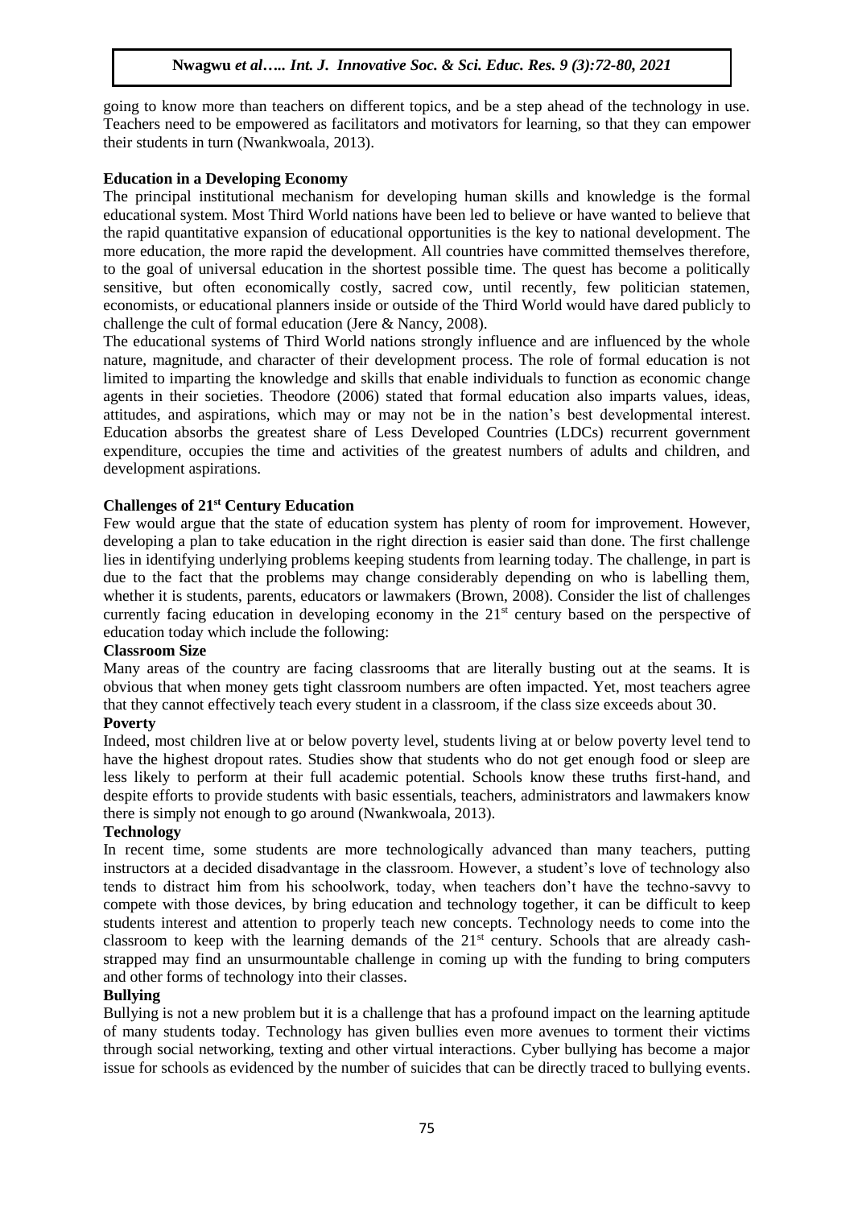going to know more than teachers on different topics, and be a step ahead of the technology in use. Teachers need to be empowered as facilitators and motivators for learning, so that they can empower their students in turn (Nwankwoala, 2013).

**Education in a Developing Economy**

The principal institutional mechanism for developing human skills and knowledge is the formal educational system. Most Third World nations have been led to believe or have wanted to believe that the rapid quantitative expansion of educational opportunities is the key to national development. The more education, the more rapid the development. All countries have committed themselves therefore, to the goal of universal education in the shortest possible time. The quest has become a politically sensitive, but often economically costly, sacred cow, until recently, few politician statemen, economists, or educational planners inside or outside of the Third World would have dared publicly to challenge the cult of formal education (Jere & Nancy, 2008).

The educational systems of Third World nations strongly influence and are influenced by the whole nature, magnitude, and character of their development process. The role of formal education is not limited to imparting the knowledge and skills that enable individuals to function as economic change agents in their societies. Theodore (2006) stated that formal education also imparts values, ideas, attitudes, and aspirations, which may or may not be in the nation's best developmental interest. Education absorbs the greatest share of Less Developed Countries (LDCs) recurrent government expenditure, occupies the time and activities of the greatest numbers of adults and children, and development aspirations.

**Challenges of 21st Century Education**

Few would argue that the state of education system has plenty of room for improvement. However, developing a plan to take education in the right direction is easier said than done. The first challenge lies in identifying underlying problems keeping students from learning today. The challenge, in part is due to the fact that the problems may change considerably depending on who is labelling them, whether it is students, parents, educators or lawmakers (Brown, 2008). Consider the list of challenges currently facing education in developing economy in the 21st century based on the perspective of education today which include the following:

**Classroom Size**

Many areas of the country are facing classrooms that are literally busting out at the seams. It is obvious that when money gets tight classroom numbers are often impacted. Yet, most teachers agree that they cannot effectively teach every student in a classroom, if the class size exceeds about 30.

**Poverty**

Indeed, most children live at or below poverty level, students living at or below poverty level tend to have the highest dropout rates. Studies show that students who do not get enough food or sleep are less likely to perform at their full academic potential. Schools know these truths first-hand, and despite efforts to provide students with basic essentials, teachers, administrators and lawmakers know there is simply not enough to go around (Nwankwoala, 2013).

**Technology**

In recent time, some students are more technologically advanced than many teachers, putting instructors at a decided disadvantage in the classroom. However, a student's love of technology also tends to distract him from his schoolwork, today, when teachers don't have the techno-savvy to compete with those devices, by bring education and technology together, it can be difficult to keep students interest and attention to properly teach new concepts. Technology needs to come into the classroom to keep with the learning demands of the 21st century. Schools that are already cash-strapped may find an unsurmountable challenge in coming up with the funding to bring computers and other forms of technology into their classes.

**Bullying**

Bullying is not a new problem but it is a challenge that has a profound impact on the learning aptitude of many students today. Technology has given bullies even more avenues to torment their victims through social networking, texting and other virtual interactions. Cyber bullying has become a major issue for schools as evidenced by the number of suicides that can be directly traced to bullying events.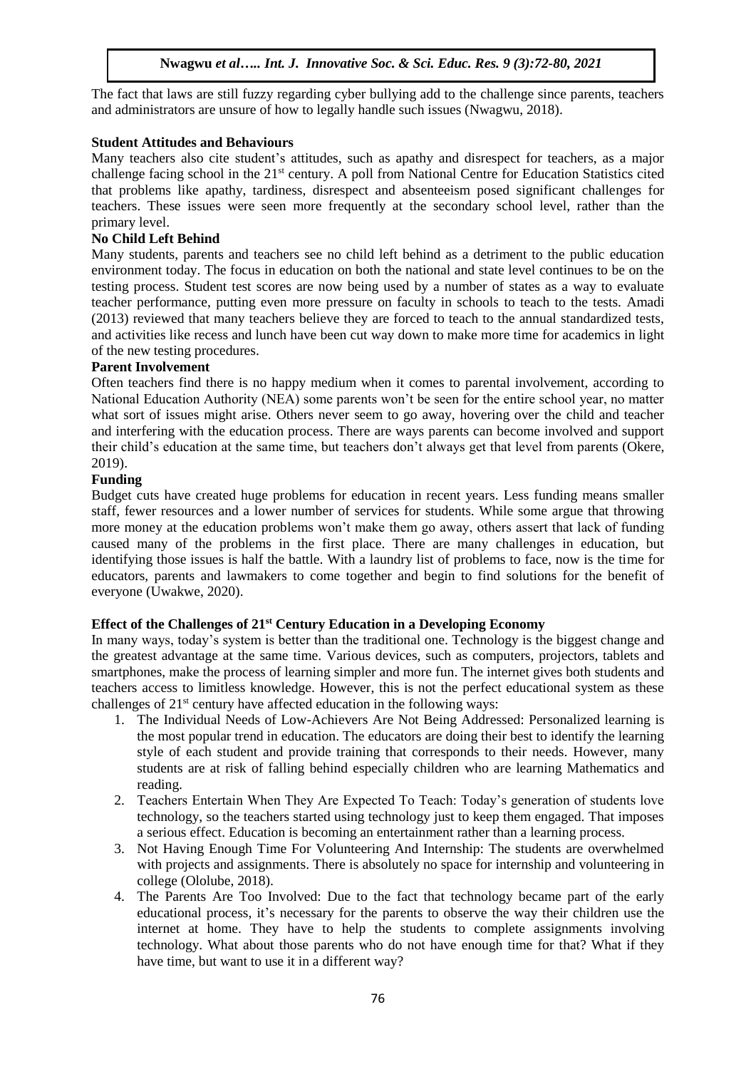The fact that laws are still fuzzy regarding cyber bullying add to the challenge since parents, teachers and administrators are unsure of how to legally handle such issues (Nwagwu, 2018).

**Student Attitudes and Behaviours**

Many teachers also cite student's attitudes, such as apathy and disrespect for teachers, as a major challenge facing school in the 21st century. A poll from National Centre for Education Statistics cited that problems like apathy, tardiness, disrespect and absenteeism posed significant challenges for teachers. These issues were seen more frequently at the secondary school level, rather than the primary level.

**No Child Left Behind**

Many students, parents and teachers see no child left behind as a detriment to the public education environment today. The focus in education on both the national and state level continues to be on the testing process. Student test scores are now being used by a number of states as a way to evaluate teacher performance, putting even more pressure on faculty in schools to teach to the tests. Amadi (2013) reviewed that many teachers believe they are forced to teach to the annual standardized tests, and activities like recess and lunch have been cut way down to make more time for academics in light of the new testing procedures.

**Parent Involvement**

Often teachers find there is no happy medium when it comes to parental involvement, according to National Education Authority (NEA) some parents won't be seen for the entire school year, no matter what sort of issues might arise. Others never seem to go away, hovering over the child and teacher and interfering with the education process. There are ways parents can become involved and support their child's education at the same time, but teachers don't always get that level from parents (Okere, 2019).

**Funding**

Budget cuts have created huge problems for education in recent years. Less funding means smaller staff, fewer resources and a lower number of services for students. While some argue that throwing more money at the education problems won't make them go away, others assert that lack of funding caused many of the problems in the first place. There are many challenges in education, but identifying those issues is half the battle. With a laundry list of problems to face, now is the time for educators, parents and lawmakers to come together and begin to find solutions for the benefit of everyone (Uwakwe, 2020).

**Effect of the Challenges of 21st Century Education in a Developing Economy**

In many ways, today's system is better than the traditional one. Technology is the biggest change and the greatest advantage at the same time. Various devices, such as computers, projectors, tablets and smartphones, make the process of learning simpler and more fun. The internet gives both students and teachers access to limitless knowledge. However, this is not the perfect educational system as these challenges of 21st century have affected education in the following ways:

1. The Individual Needs of Low-Achievers Are Not Being Addressed: Personalized learning is the most popular trend in education. The educators are doing their best to identify the learning style of each student and provide training that corresponds to their needs. However, many students are at risk of falling behind especially children who are learning Mathematics and reading.
2. Teachers Entertain When They Are Expected To Teach: Today's generation of students love technology, so the teachers started using technology just to keep them engaged. That imposes a serious effect. Education is becoming an entertainment rather than a learning process.
3. Not Having Enough Time For Volunteering And Internship: The students are overwhelmed with projects and assignments. There is absolutely no space for internship and volunteering in college (Ololube, 2018).
4. The Parents Are Too Involved: Due to the fact that technology became part of the early educational process, it's necessary for the parents to observe the way their children use the internet at home. They have to help the students to complete assignments involving technology. What about those parents who do not have enough time for that? What if they have time, but want to use it in a different way?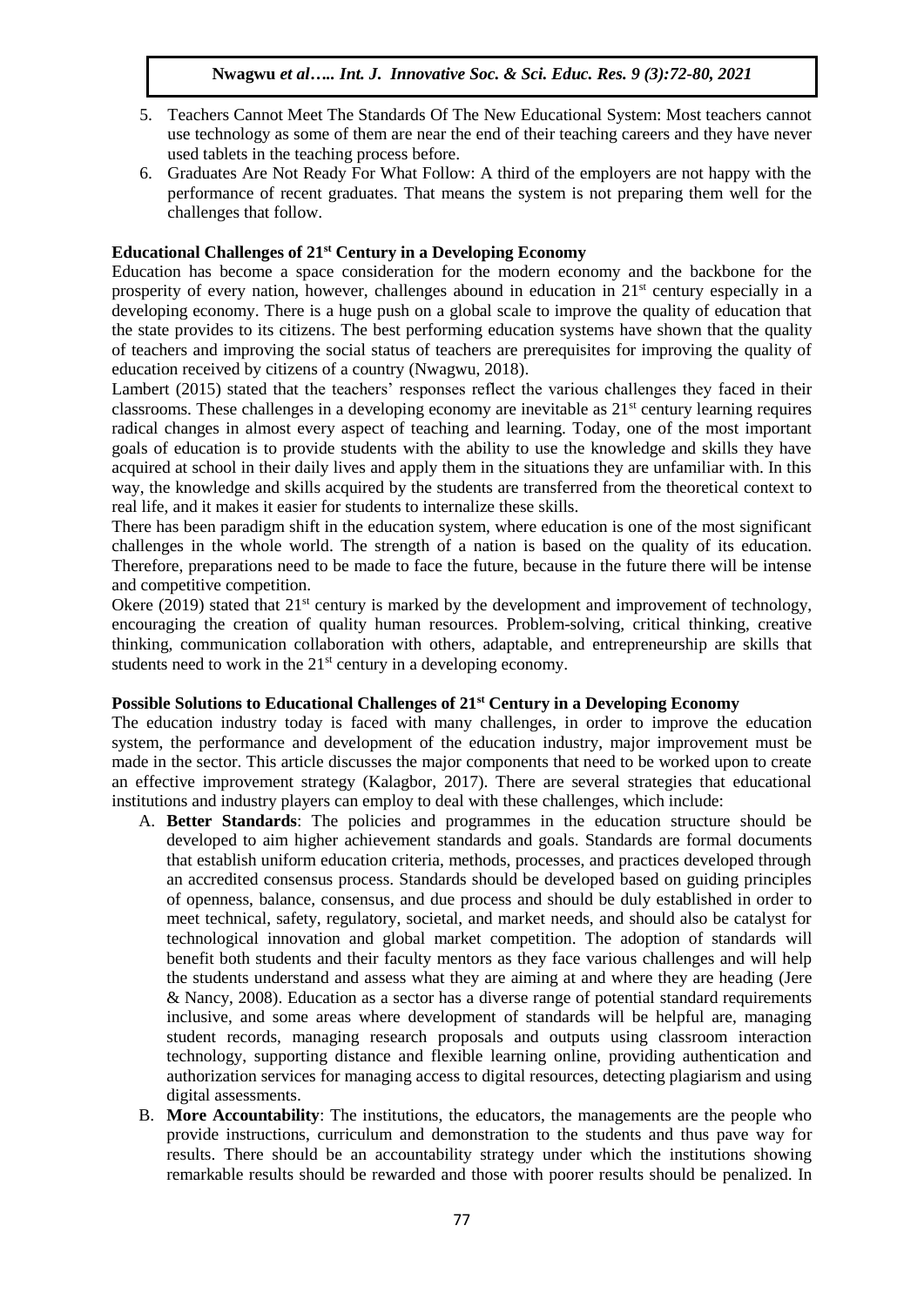5. Teachers Cannot Meet The Standards Of The New Educational System: Most teachers cannot use technology as some of them are near the end of their teaching careers and they have never used tablets in the teaching process before.
6. Graduates Are Not Ready For What Follow: A third of the employers are not happy with the performance of recent graduates. That means the system is not preparing them well for the challenges that follow.

### Educational Challenges of 21st Century in a Developing Economy

Education has become a space consideration for the modern economy and the backbone for the prosperity of every nation, however, challenges abound in education in 21st century especially in a developing economy. There is a huge push on a global scale to improve the quality of education that the state provides to its citizens. The best performing education systems have shown that the quality of teachers and improving the social status of teachers are prerequisites for improving the quality of education received by citizens of a country (Nwagwu, 2018).

Lambert (2015) stated that the teachers' responses reflect the various challenges they faced in their classrooms. These challenges in a developing economy are inevitable as 21st century learning requires radical changes in almost every aspect of teaching and learning. Today, one of the most important goals of education is to provide students with the ability to use the knowledge and skills they have acquired at school in their daily lives and apply them in the situations they are unfamiliar with. In this way, the knowledge and skills acquired by the students are transferred from the theoretical context to real life, and it makes it easier for students to internalize these skills.

There has been paradigm shift in the education system, where education is one of the most significant challenges in the whole world. The strength of a nation is based on the quality of its education. Therefore, preparations need to be made to face the future, because in the future there will be intense and competitive competition.

Okere (2019) stated that 21st century is marked by the development and improvement of technology, encouraging the creation of quality human resources. Problem-solving, critical thinking, creative thinking, communication collaboration with others, adaptable, and entrepreneurship are skills that students need to work in the 21st century in a developing economy.

### Possible Solutions to Educational Challenges of 21st Century in a Developing Economy

The education industry today is faced with many challenges, in order to improve the education system, the performance and development of the education industry, major improvement must be made in the sector. This article discusses the major components that need to be worked upon to create an effective improvement strategy (Kalagbor, 2017). There are several strategies that educational institutions and industry players can employ to deal with these challenges, which include:

A. **Better Standards**: The policies and programmes in the education structure should be developed to aim higher achievement standards and goals. Standards are formal documents that establish uniform education criteria, methods, processes, and practices developed through an accredited consensus process. Standards should be developed based on guiding principles of openness, balance, consensus, and due process and should be duly established in order to meet technical, safety, regulatory, societal, and market needs, and should also be catalyst for technological innovation and global market competition. The adoption of standards will benefit both students and their faculty mentors as they face various challenges and will help the students understand and assess what they are aiming at and where they are heading (Jere & Nancy, 2008). Education as a sector has a diverse range of potential standard requirements inclusive, and some areas where development of standards will be helpful are, managing student records, managing research proposals and outputs using classroom interaction technology, supporting distance and flexible learning online, providing authentication and authorization services for managing access to digital resources, detecting plagiarism and using digital assessments.
B. **More Accountability**: The institutions, the educators, the managements are the people who provide instructions, curriculum and demonstration to the students and thus pave way for results. There should be an accountability strategy under which the institutions showing remarkable results should be rewarded and those with poorer results should be penalized. In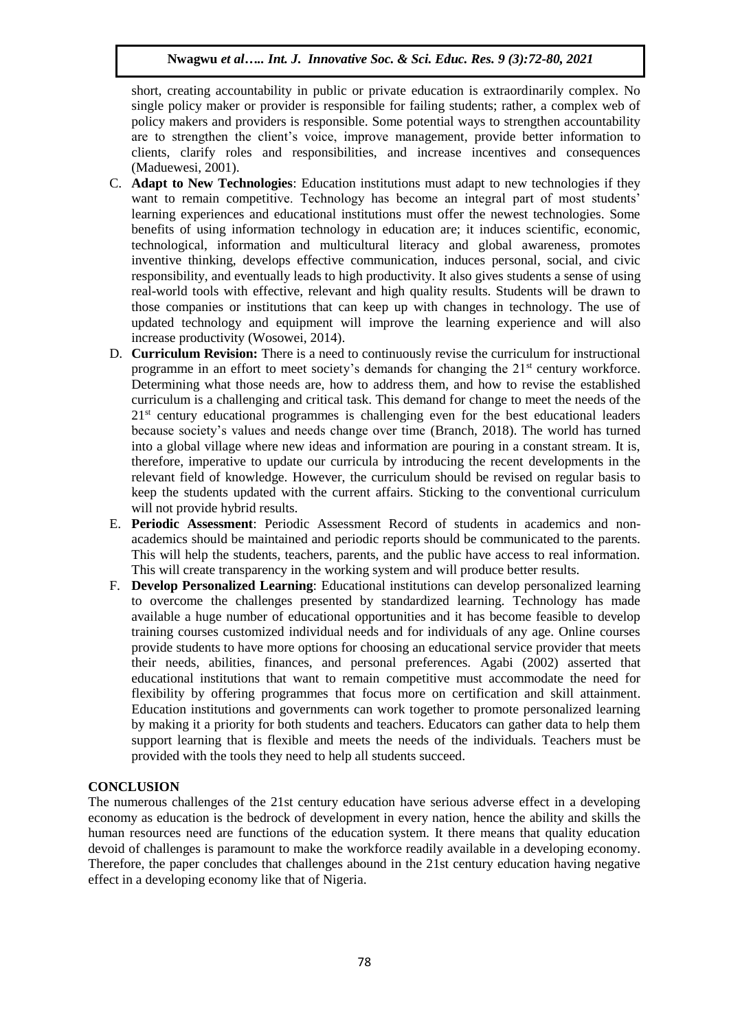short, creating accountability in public or private education is extraordinarily complex. No single policy maker or provider is responsible for failing students; rather, a complex web of policy makers and providers is responsible. Some potential ways to strengthen accountability are to strengthen the client's voice, improve management, provide better information to clients, clarify roles and responsibilities, and increase incentives and consequences (Maduewesi, 2001).

C. **Adapt to New Technologies**: Education institutions must adapt to new technologies if they want to remain competitive. Technology has become an integral part of most students' learning experiences and educational institutions must offer the newest technologies. Some benefits of using information technology in education are; it induces scientific, economic, technological, information and multicultural literacy and global awareness, promotes inventive thinking, develops effective communication, induces personal, social, and civic responsibility, and eventually leads to high productivity. It also gives students a sense of using real-world tools with effective, relevant and high quality results. Students will be drawn to those companies or institutions that can keep up with changes in technology. The use of updated technology and equipment will improve the learning experience and will also increase productivity (Wosowei, 2014).

D. **Curriculum Revision:** There is a need to continuously revise the curriculum for instructional programme in an effort to meet society's demands for changing the 21st century workforce. Determining what those needs are, how to address them, and how to revise the established curriculum is a challenging and critical task. This demand for change to meet the needs of the 21st century educational programmes is challenging even for the best educational leaders because society's values and needs change over time (Branch, 2018). The world has turned into a global village where new ideas and information are pouring in a constant stream. It is, therefore, imperative to update our curricula by introducing the recent developments in the relevant field of knowledge. However, the curriculum should be revised on regular basis to keep the students updated with the current affairs. Sticking to the conventional curriculum will not provide hybrid results.

E. **Periodic Assessment**: Periodic Assessment Record of students in academics and non-academics should be maintained and periodic reports should be communicated to the parents. This will help the students, teachers, parents, and the public have access to real information. This will create transparency in the working system and will produce better results.

F. **Develop Personalized Learning**: Educational institutions can develop personalized learning to overcome the challenges presented by standardized learning. Technology has made available a huge number of educational opportunities and it has become feasible to develop training courses customized individual needs and for individuals of any age. Online courses provide students to have more options for choosing an educational service provider that meets their needs, abilities, finances, and personal preferences. Agabi (2002) asserted that educational institutions that want to remain competitive must accommodate the need for flexibility by offering programmes that focus more on certification and skill attainment. Education institutions and governments can work together to promote personalized learning by making it a priority for both students and teachers. Educators can gather data to help them support learning that is flexible and meets the needs of the individuals. Teachers must be provided with the tools they need to help all students succeed.

## CONCLUSION

The numerous challenges of the 21st century education have serious adverse effect in a developing economy as education is the bedrock of development in every nation, hence the ability and skills the human resources need are functions of the education system. It there means that quality education devoid of challenges is paramount to make the workforce readily available in a developing economy. Therefore, the paper concludes that challenges abound in the 21st century education having negative effect in a developing economy like that of Nigeria.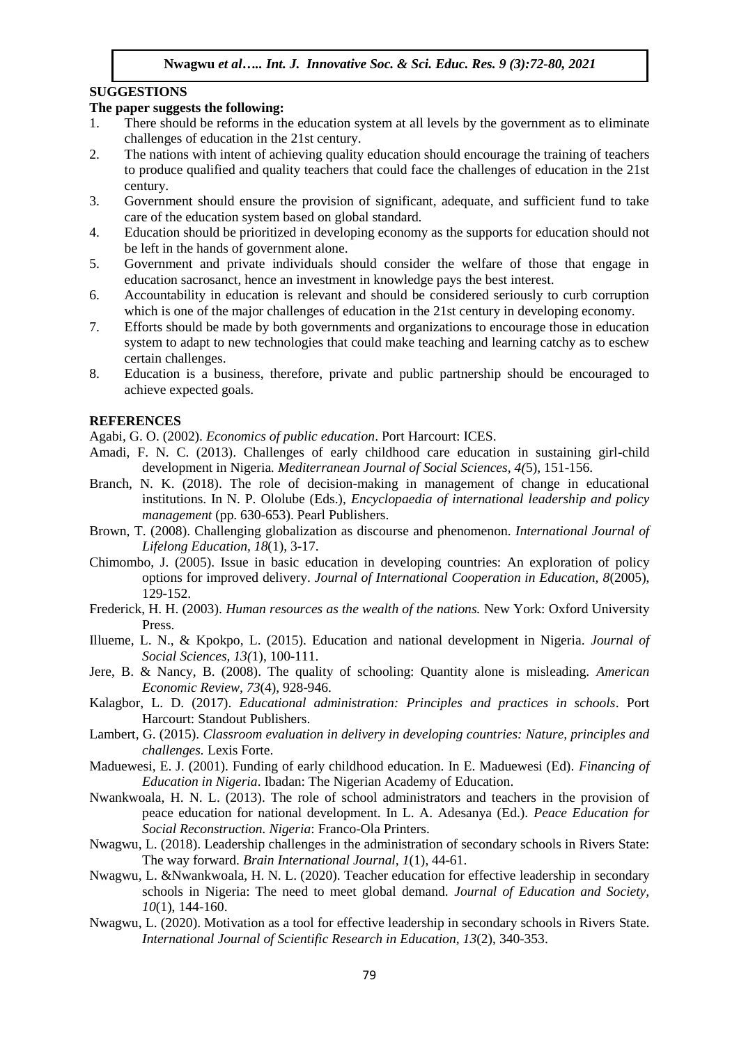## SUGGESTIONS

**The paper suggests the following:**

1. There should be reforms in the education system at all levels by the government as to eliminate challenges of education in the 21st century.
2. The nations with intent of achieving quality education should encourage the training of teachers to produce qualified and quality teachers that could face the challenges of education in the 21st century.
3. Government should ensure the provision of significant, adequate, and sufficient fund to take care of the education system based on global standard.
4. Education should be prioritized in developing economy as the supports for education should not be left in the hands of government alone.
5. Government and private individuals should consider the welfare of those that engage in education sacrosanct, hence an investment in knowledge pays the best interest.
6. Accountability in education is relevant and should be considered seriously to curb corruption which is one of the major challenges of education in the 21st century in developing economy.
7. Efforts should be made by both governments and organizations to encourage those in education system to adapt to new technologies that could make teaching and learning catchy as to eschew certain challenges.
8. Education is a business, therefore, private and public partnership should be encouraged to achieve expected goals.

## REFERENCES

Agabi, G. O. (2002). *Economics of public education*. Port Harcourt: ICES.

Amadi, F. N. C. (2013). Challenges of early childhood care education in sustaining girl-child development in Nigeria. *Mediterranean Journal of Social Sciences, 4(*5), 151-156.

Branch, N. K. (2018). The role of decision-making in management of change in educational institutions. In N. P. Ololube (Eds.), *Encyclopaedia of international leadership and policy management* (pp. 630-653). Pearl Publishers.

Brown, T. (2008). Challenging globalization as discourse and phenomenon. *International Journal of Lifelong Education*, *18*(1), 3-17.

Chimombo, J. (2005). Issue in basic education in developing countries: An exploration of policy options for improved delivery. *Journal of International Cooperation in Education, 8*(2005), 129-152.

Frederick, H. H. (2003). *Human resources as the wealth of the nations.* New York: Oxford University Press.

Illueme, L. N., & Kpokpo, L. (2015). Education and national development in Nigeria. *Journal of Social Sciences, 13(*1), 100-111.

Jere, B. & Nancy, B. (2008). The quality of schooling: Quantity alone is misleading. *American Economic Review*, *73*(4), 928-946.

Kalagbor, L. D. (2017). *Educational administration: Principles and practices in schools*. Port Harcourt: Standout Publishers.

Lambert, G. (2015). *Classroom evaluation in delivery in developing countries: Nature, principles and challenges.* Lexis Forte.

Maduewesi, E. J. (2001). Funding of early childhood education. In E. Maduewesi (Ed). *Financing of Education in Nigeria*. Ibadan: The Nigerian Academy of Education.

Nwankwoala, H. N. L. (2013). The role of school administrators and teachers in the provision of peace education for national development. In L. A. Adesanya (Ed.). *Peace Education for Social Reconstruction. Nigeria*: Franco-Ola Printers.

Nwagwu, L. (2018). Leadership challenges in the administration of secondary schools in Rivers State: The way forward. *Brain International Journal*, *1*(1), 44-61.

Nwagwu, L. &Nwankwoala, H. N. L. (2020). Teacher education for effective leadership in secondary schools in Nigeria: The need to meet global demand. *Journal of Education and Society, 10*(1), 144-160.

Nwagwu, L. (2020). Motivation as a tool for effective leadership in secondary schools in Rivers State. *International Journal of Scientific Research in Education, 13*(2), 340-353.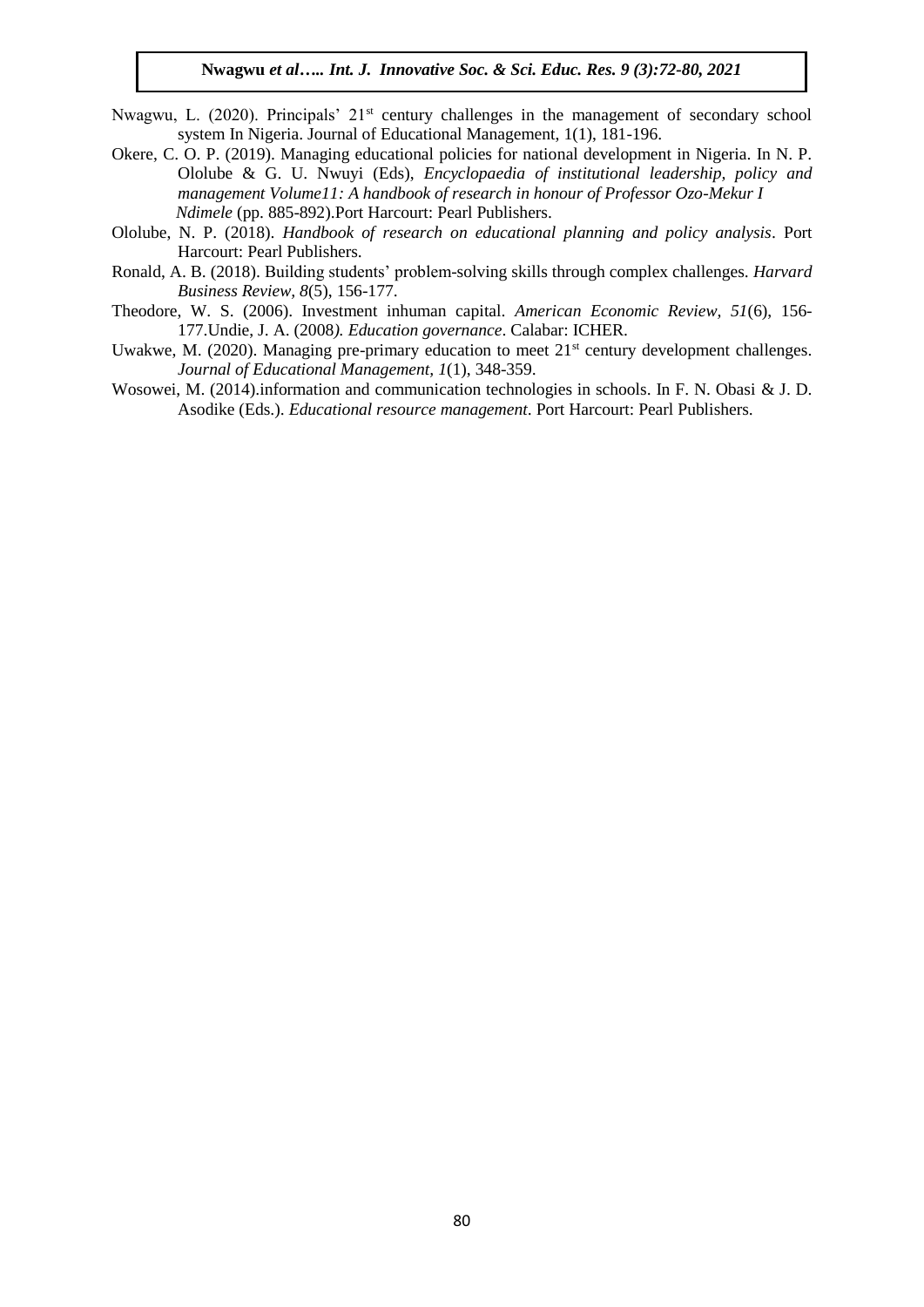Nwagwu, L. (2020). Principals' 21st century challenges in the management of secondary school system In Nigeria. Journal of Educational Management, 1(1), 181-196.

Okere, C. O. P. (2019). Managing educational policies for national development in Nigeria. In N. P. Ololube & G. U. Nwuyi (Eds), *Encyclopaedia of institutional leadership, policy and management Volume11: A handbook of research in honour of Professor Ozo-Mekur I Ndimele* (pp. 885-892).Port Harcourt: Pearl Publishers.

Ololube, N. P. (2018). *Handbook of research on educational planning and policy analysis*. Port Harcourt: Pearl Publishers.

Ronald, A. B. (2018). Building students' problem-solving skills through complex challenges. *Harvard Business Review, 8*(5), 156-177.

Theodore, W. S. (2006). Investment inhuman capital. *American Economic Review, 51*(6), 156-177.Undie, J. A. (2008*). Education governance*. Calabar: ICHER.

Uwakwe, M. (2020). Managing pre-primary education to meet 21st century development challenges. *Journal of Educational Management, 1*(1), 348-359.

Wosowei, M. (2014).information and communication technologies in schools. In F. N. Obasi & J. D. Asodike (Eds.). *Educational resource management*. Port Harcourt: Pearl Publishers.